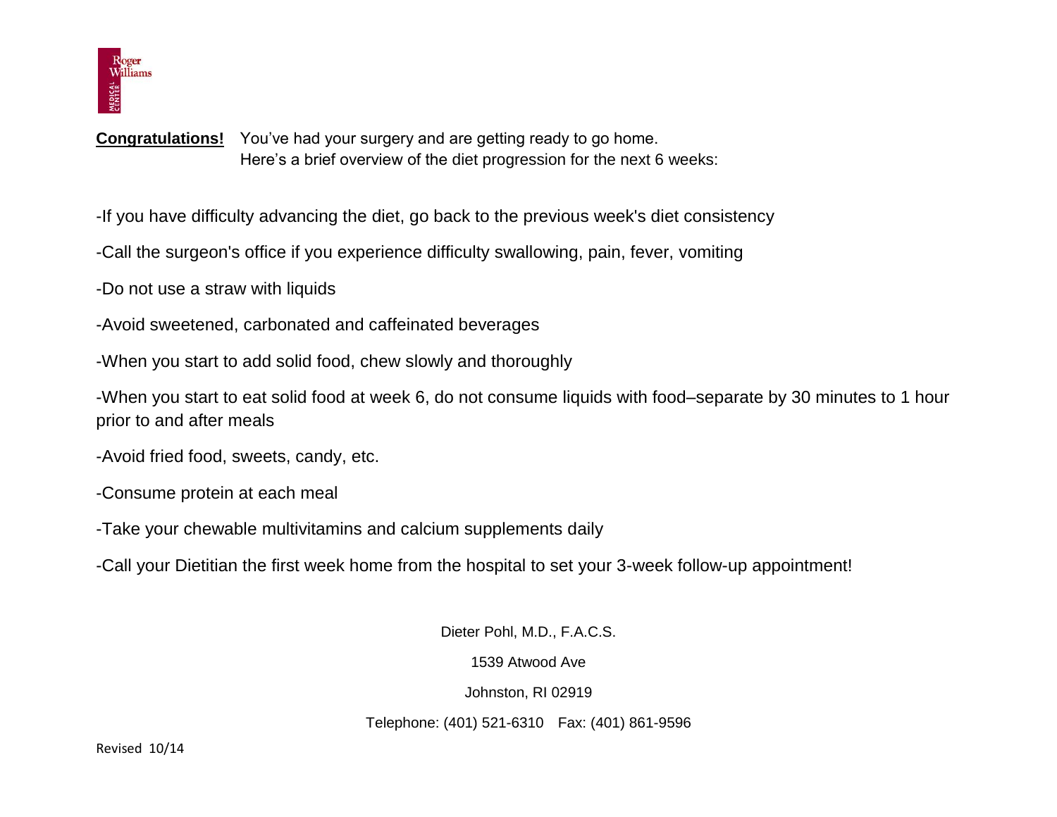Roger Williams MEDICAL CENTER

**Congratulations!** You've had your surgery and are getting ready to go home.
Here's a brief overview of the diet progression for the next 6 weeks:

-If you have difficulty advancing the diet, go back to the previous week's diet consistency

-Call the surgeon's office if you experience difficulty swallowing, pain, fever, vomiting

-Do not use a straw with liquids

-Avoid sweetened, carbonated and caffeinated beverages

-When you start to add solid food, chew slowly and thoroughly

-When you start to eat solid food at week 6, do not consume liquids with food–separate by 30 minutes to 1 hour prior to and after meals

-Avoid fried food, sweets, candy, etc.

-Consume protein at each meal

-Take your chewable multivitamins and calcium supplements daily

-Call your Dietitian the first week home from the hospital to set your 3-week follow-up appointment!

Dieter Pohl, M.D., F.A.C.S.

1539 Atwood Ave

Johnston, RI 02919

Telephone: (401) 521-6310 Fax: (401) 861-9596

Revised 10/14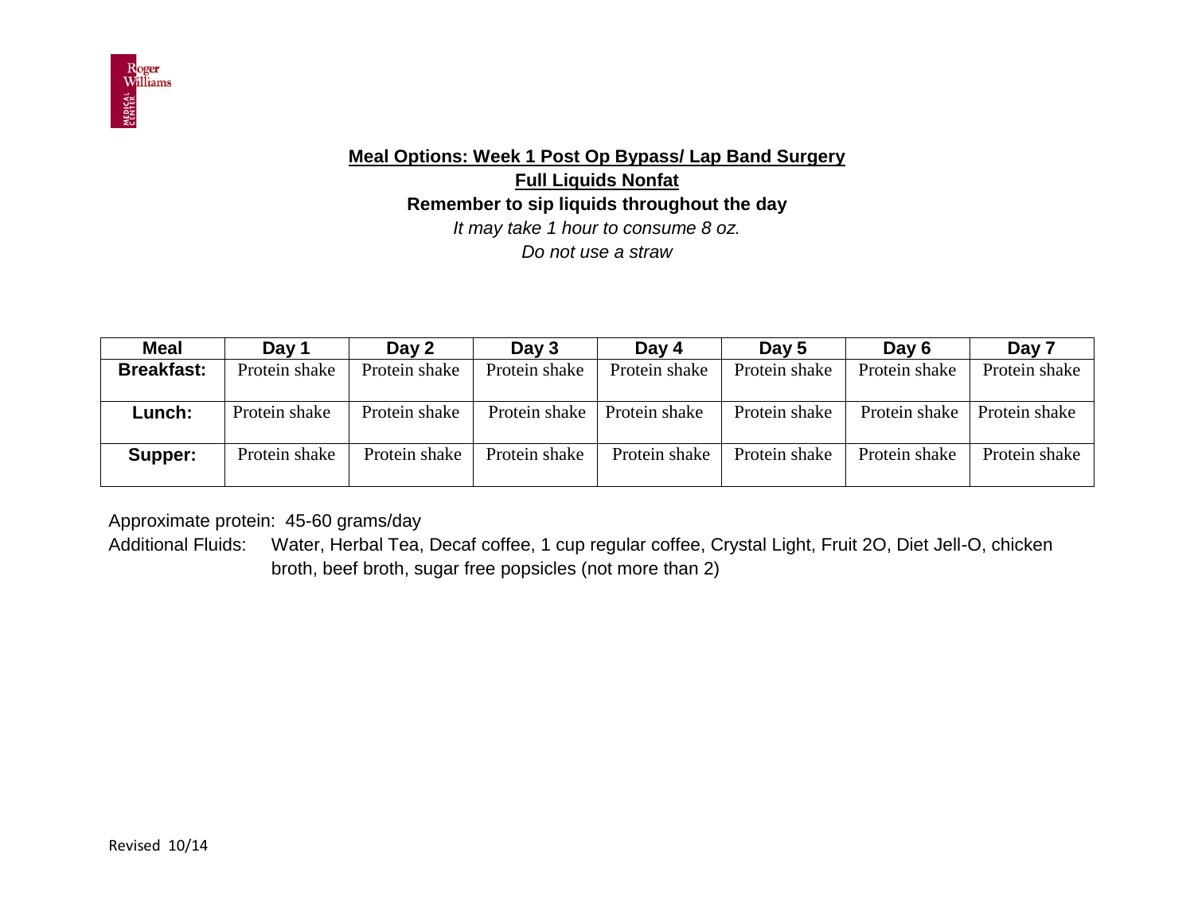## Meal Options: Week 1 Post Op Bypass/ Lap Band Surgery

**Full Liquids Nonfat**

**Remember to sip liquids throughout the day**

*It may take 1 hour to consume 8 oz.*

*Do not use a straw*

| Meal | Day 1 | Day 2 | Day 3 | Day 4 | Day 5 | Day 6 | Day 7 |
|---|---|---|---|---|---|---|---|
| **Breakfast:** | Protein shake | Protein shake | Protein shake | Protein shake | Protein shake | Protein shake | Protein shake |
| **Lunch:** | Protein shake | Protein shake | Protein shake | Protein shake | Protein shake | Protein shake | Protein shake |
| **Supper:** | Protein shake | Protein shake | Protein shake | Protein shake | Protein shake | Protein shake | Protein shake |

Approximate protein: 45-60 grams/day

Additional Fluids: Water, Herbal Tea, Decaf coffee, 1 cup regular coffee, Crystal Light, Fruit 2O, Diet Jell-O, chicken broth, beef broth, sugar free popsicles (not more than 2)

Revised 10/14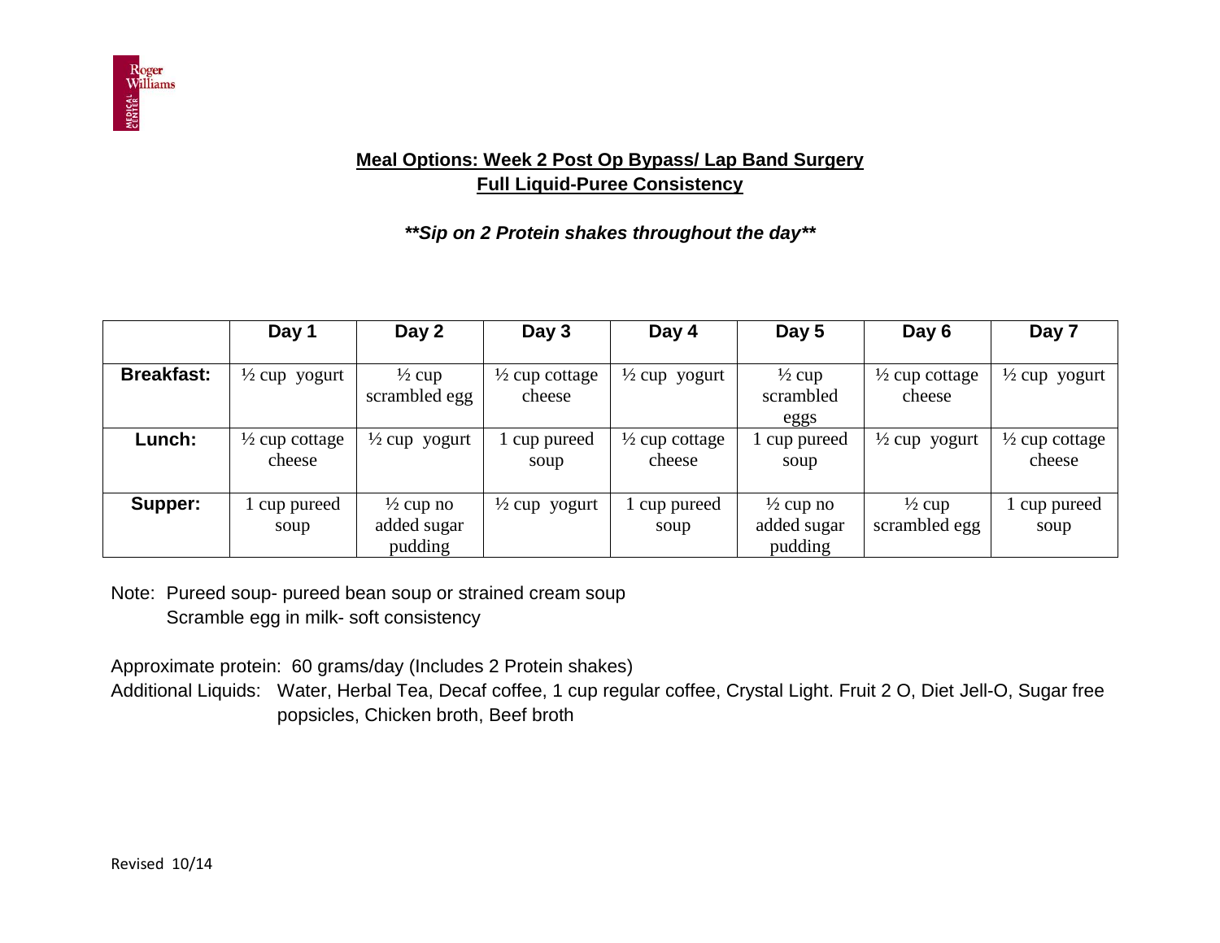## Meal Options: Week 2 Post Op Bypass/ Lap Band Surgery
## Full Liquid-Puree Consistency

***Sip on 2 Protein shakes throughout the day***

| | Day 1 | Day 2 | Day 3 | Day 4 | Day 5 | Day 6 | Day 7 |
|---|---|---|---|---|---|---|---|
| **Breakfast:** | ½ cup yogurt | ½ cup scrambled egg | ½ cup cottage cheese | ½ cup yogurt | ½ cup scrambled eggs | ½ cup cottage cheese | ½ cup yogurt |
| **Lunch:** | ½ cup cottage cheese | ½ cup yogurt | 1 cup pureed soup | ½ cup cottage cheese | 1 cup pureed soup | ½ cup yogurt | ½ cup cottage cheese |
| **Supper:** | 1 cup pureed soup | ½ cup no added sugar pudding | ½ cup yogurt | 1 cup pureed soup | ½ cup no added sugar pudding | ½ cup scrambled egg | 1 cup pureed soup |

Note: Pureed soup- pureed bean soup or strained cream soup
Scramble egg in milk- soft consistency

Approximate protein: 60 grams/day (Includes 2 Protein shakes)
Additional Liquids: Water, Herbal Tea, Decaf coffee, 1 cup regular coffee, Crystal Light. Fruit 2 O, Diet Jell-O, Sugar free popsicles, Chicken broth, Beef broth

Revised 10/14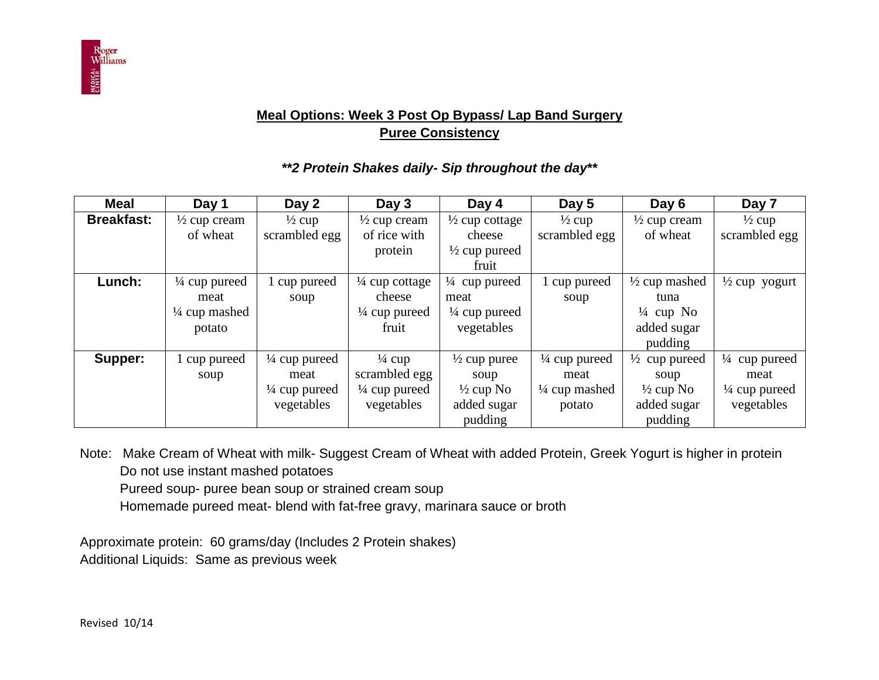## Meal Options: Week 3 Post Op Bypass/ Lap Band Surgery
## Puree Consistency

***2 Protein Shakes daily- Sip throughout the day***

| Meal | Day 1 | Day 2 | Day 3 | Day 4 | Day 5 | Day 6 | Day 7 |
|---|---|---|---|---|---|---|---|
| **Breakfast:** | ½ cup cream of wheat | ½ cup scrambled egg | ½ cup cream of rice with protein | ½ cup cottage cheese ½ cup pureed fruit | ½ cup scrambled egg | ½ cup cream of wheat | ½ cup scrambled egg |
| **Lunch:** | ¼ cup pureed meat ¼ cup mashed potato | 1 cup pureed soup | ¼ cup cottage cheese ¼ cup pureed fruit | ¼ cup pureed meat ¼ cup pureed vegetables | 1 cup pureed soup | ½ cup mashed tuna ¼ cup No added sugar pudding | ½ cup yogurt |
| **Supper:** | 1 cup pureed soup | ¼ cup pureed meat ¼ cup pureed vegetables | ¼ cup scrambled egg ¼ cup pureed vegetables | ½ cup puree soup ½ cup No added sugar pudding | ¼ cup pureed meat ¼ cup mashed potato | ½ cup pureed soup ½ cup No added sugar pudding | ¼ cup pureed meat ¼ cup pureed vegetables |

Note: Make Cream of Wheat with milk- Suggest Cream of Wheat with added Protein, Greek Yogurt is higher in protein
Do not use instant mashed potatoes
Pureed soup- puree bean soup or strained cream soup
Homemade pureed meat- blend with fat-free gravy, marinara sauce or broth

Approximate protein: 60 grams/day (Includes 2 Protein shakes)
Additional Liquids: Same as previous week

Revised 10/14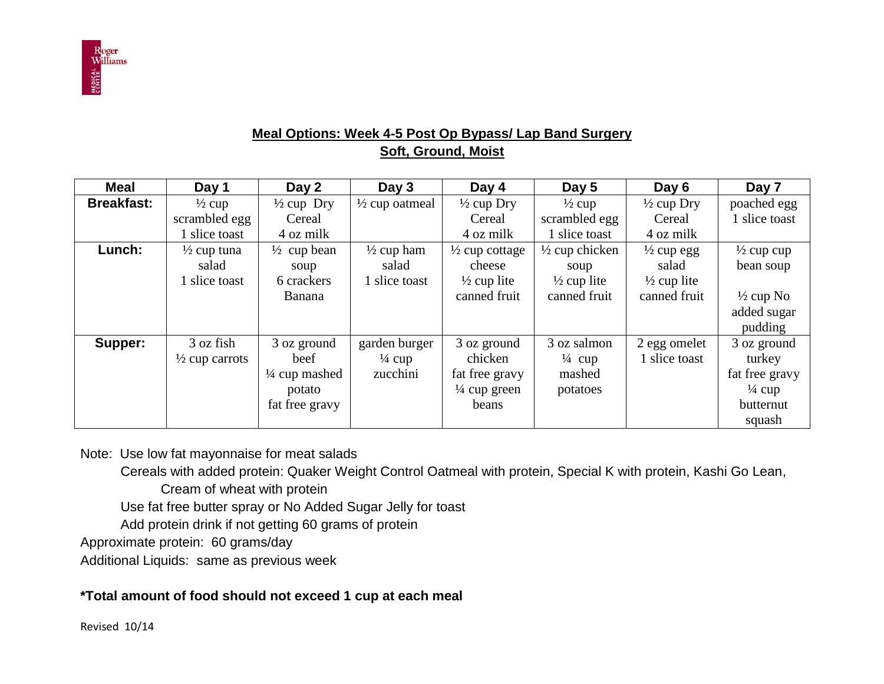## Meal Options: Week 4-5 Post Op Bypass/ Lap Band Surgery

## Soft, Ground, Moist

| Meal | Day 1 | Day 2 | Day 3 | Day 4 | Day 5 | Day 6 | Day 7 |
|---|---|---|---|---|---|---|---|
| **Breakfast:** | ½ cup scrambled egg 1 slice toast | ½ cup Dry Cereal 4 oz milk | ½ cup oatmeal | ½ cup Dry Cereal 4 oz milk | ½ cup scrambled egg 1 slice toast | ½ cup Dry Cereal 4 oz milk | poached egg 1 slice toast |
| **Lunch:** | ½ cup tuna salad 1 slice toast | ½ cup bean soup 6 crackers Banana | ½ cup ham salad 1 slice toast | ½ cup cottage cheese ½ cup lite canned fruit | ½ cup chicken soup ½ cup lite canned fruit | ½ cup egg salad ½ cup lite canned fruit | ½ cup cup bean soup ½ cup No added sugar pudding |
| **Supper:** | 3 oz fish ½ cup carrots | 3 oz ground beef ¼ cup mashed potato fat free gravy | garden burger ¼ cup zucchini | 3 oz ground chicken fat free gravy ¼ cup green beans | 3 oz salmon ¼ cup mashed potatoes | 2 egg omelet 1 slice toast | 3 oz ground turkey fat free gravy ¼ cup butternut squash |

Note: Use low fat mayonnaise for meat salads

Cereals with added protein: Quaker Weight Control Oatmeal with protein, Special K with protein, Kashi Go Lean, Cream of wheat with protein

Use fat free butter spray or No Added Sugar Jelly for toast

Add protein drink if not getting 60 grams of protein

Approximate protein: 60 grams/day

Additional Liquids: same as previous week

**\*Total amount of food should not exceed 1 cup at each meal**

Revised 10/14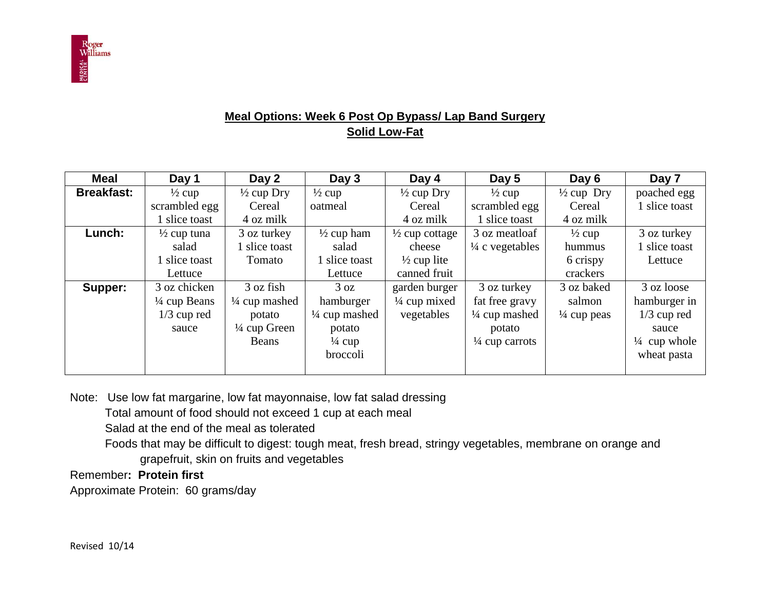## Meal Options: Week 6 Post Op Bypass/ Lap Band Surgery

## Solid Low-Fat

| Meal | Day 1 | Day 2 | Day 3 | Day 4 | Day 5 | Day 6 | Day 7 |
|---|---|---|---|---|---|---|---|
| **Breakfast:** | ½ cup scrambled egg 1 slice toast | ½ cup Dry Cereal 4 oz milk | ½ cup oatmeal | ½ cup Dry Cereal 4 oz milk | ½ cup scrambled egg 1 slice toast | ½ cup Dry Cereal 4 oz milk | poached egg 1 slice toast |
| **Lunch:** | ½ cup tuna salad 1 slice toast Lettuce | 3 oz turkey 1 slice toast Tomato | ½ cup ham salad 1 slice toast Lettuce | ½ cup cottage cheese ½ cup lite canned fruit | 3 oz meatloaf ¼ c vegetables | ½ cup hummus 6 crispy crackers | 3 oz turkey 1 slice toast Lettuce |
| **Supper:** | 3 oz chicken ¼ cup Beans 1/3 cup red sauce | 3 oz fish ¼ cup mashed potato ¼ cup Green Beans | 3 oz hamburger ¼ cup mashed potato ¼ cup broccoli | garden burger ¼ cup mixed vegetables | 3 oz turkey fat free gravy ¼ cup mashed potato ¼ cup carrots | 3 oz baked salmon ¼ cup peas | 3 oz loose hamburger in 1/3 cup red sauce ¼ cup whole wheat pasta |

Note: Use low fat margarine, low fat mayonnaise, low fat salad dressing
Total amount of food should not exceed 1 cup at each meal
Salad at the end of the meal as tolerated
Foods that may be difficult to digest: tough meat, fresh bread, stringy vegetables, membrane on orange and grapefruit, skin on fruits and vegetables

Remember**: Protein first**

Approximate Protein: 60 grams/day

Revised 10/14